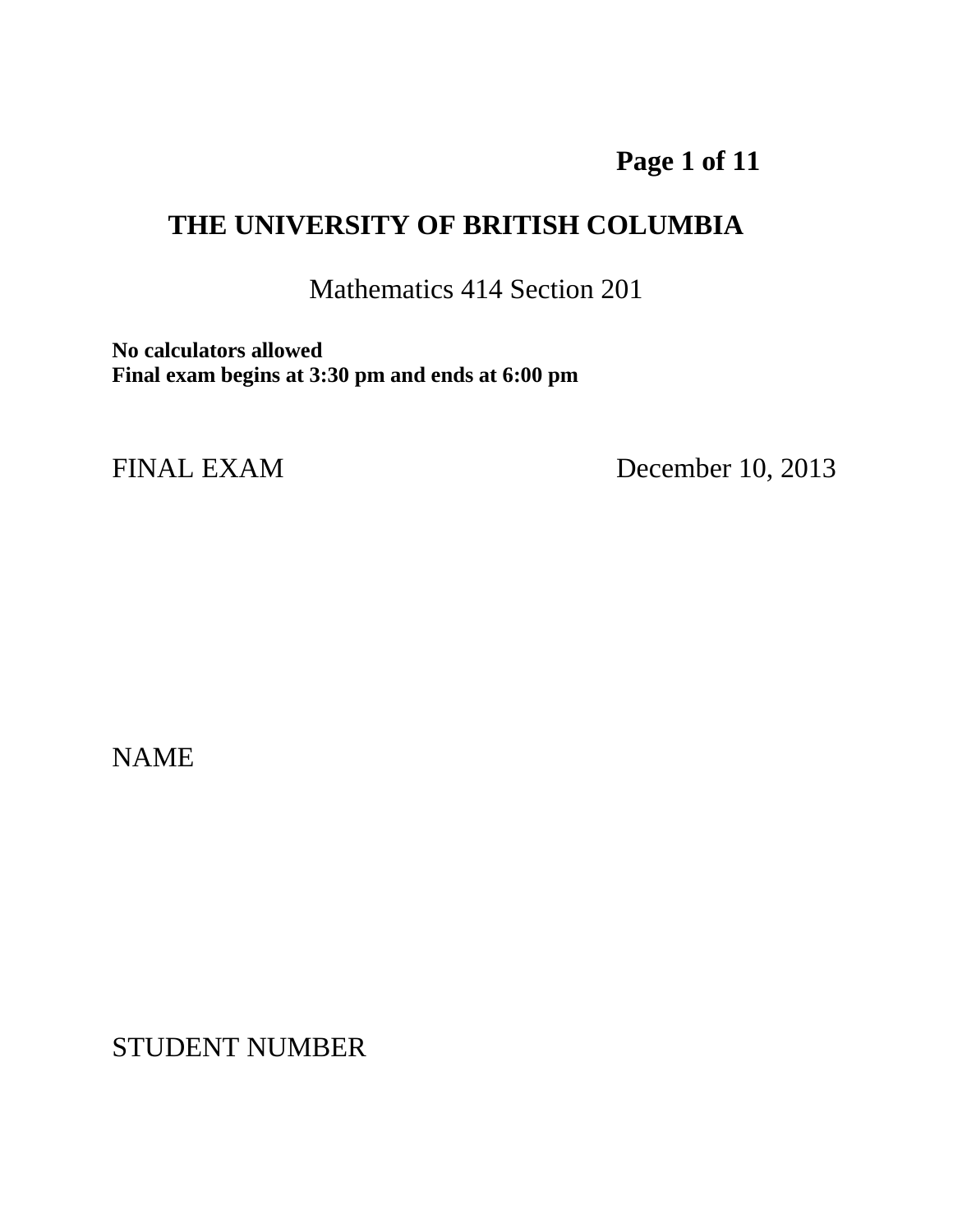# THE UNIVERSITY OF BRITISH COLUMBIA

Mathematics 414 Section 201

**No calculators allowed**
**Final exam begins at 3:30 pm and ends at 6:00 pm**

FINAL EXAM December 10, 2013

NAME

STUDENT NUMBER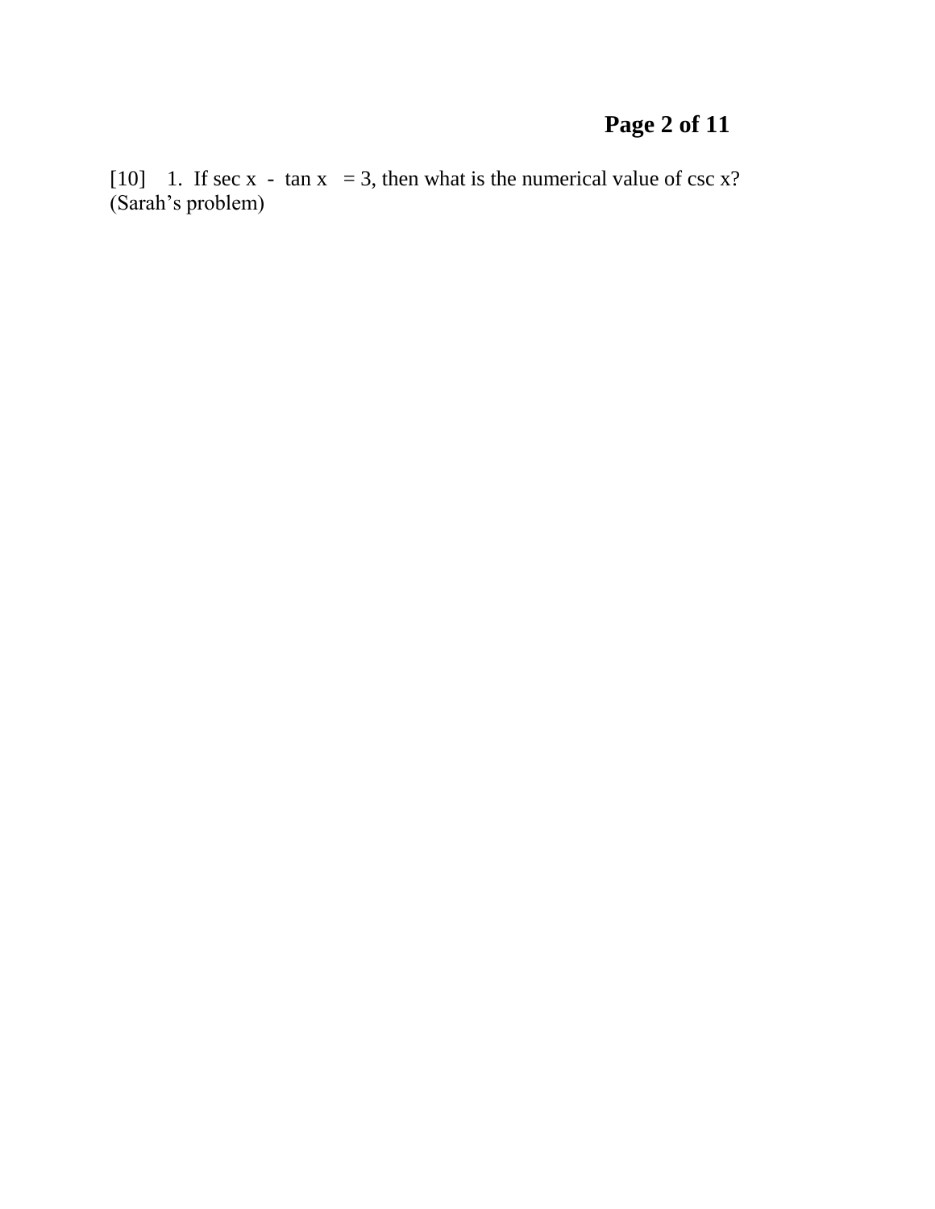[10]    1.  If $\sec x - \tan x = 3$, then what is the numerical value of $\csc x$? (Sarah's problem)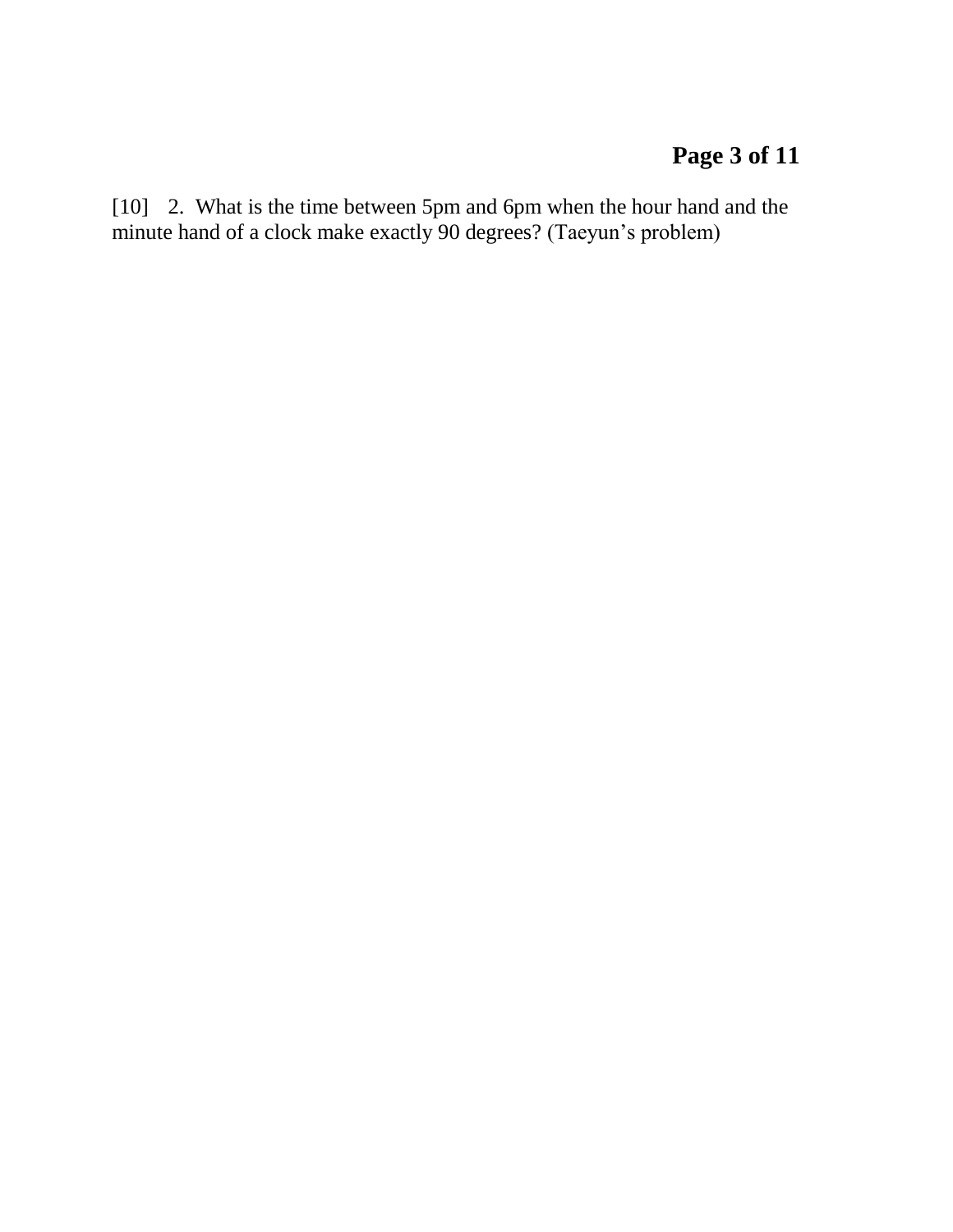[10] 2. What is the time between 5pm and 6pm when the hour hand and the minute hand of a clock make exactly 90 degrees? (Taeyun's problem)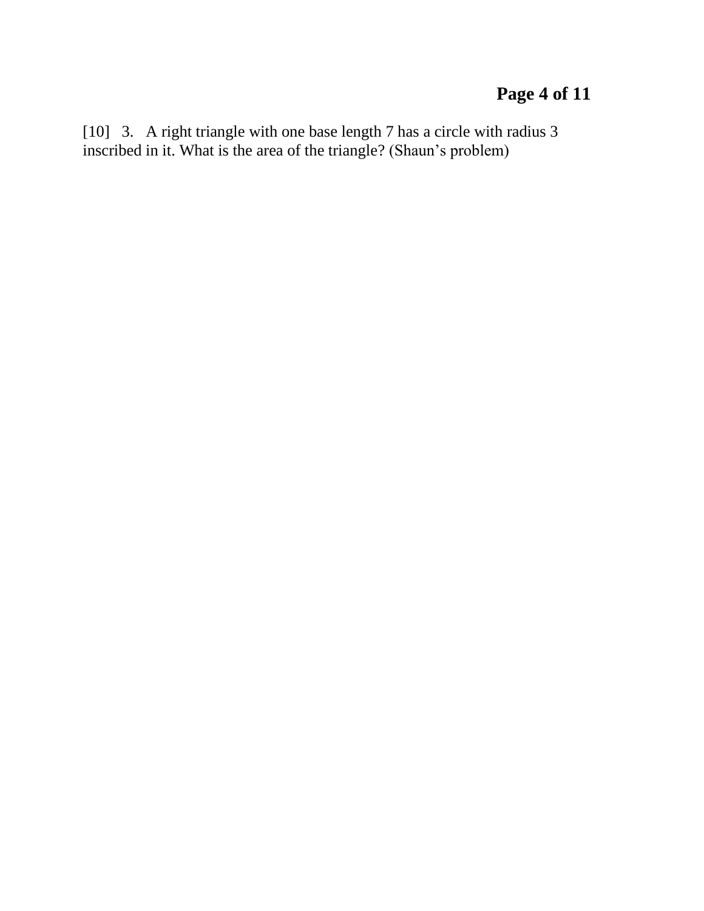[10]   3.   A right triangle with one base length 7 has a circle with radius 3 inscribed in it. What is the area of the triangle? (Shaun's problem)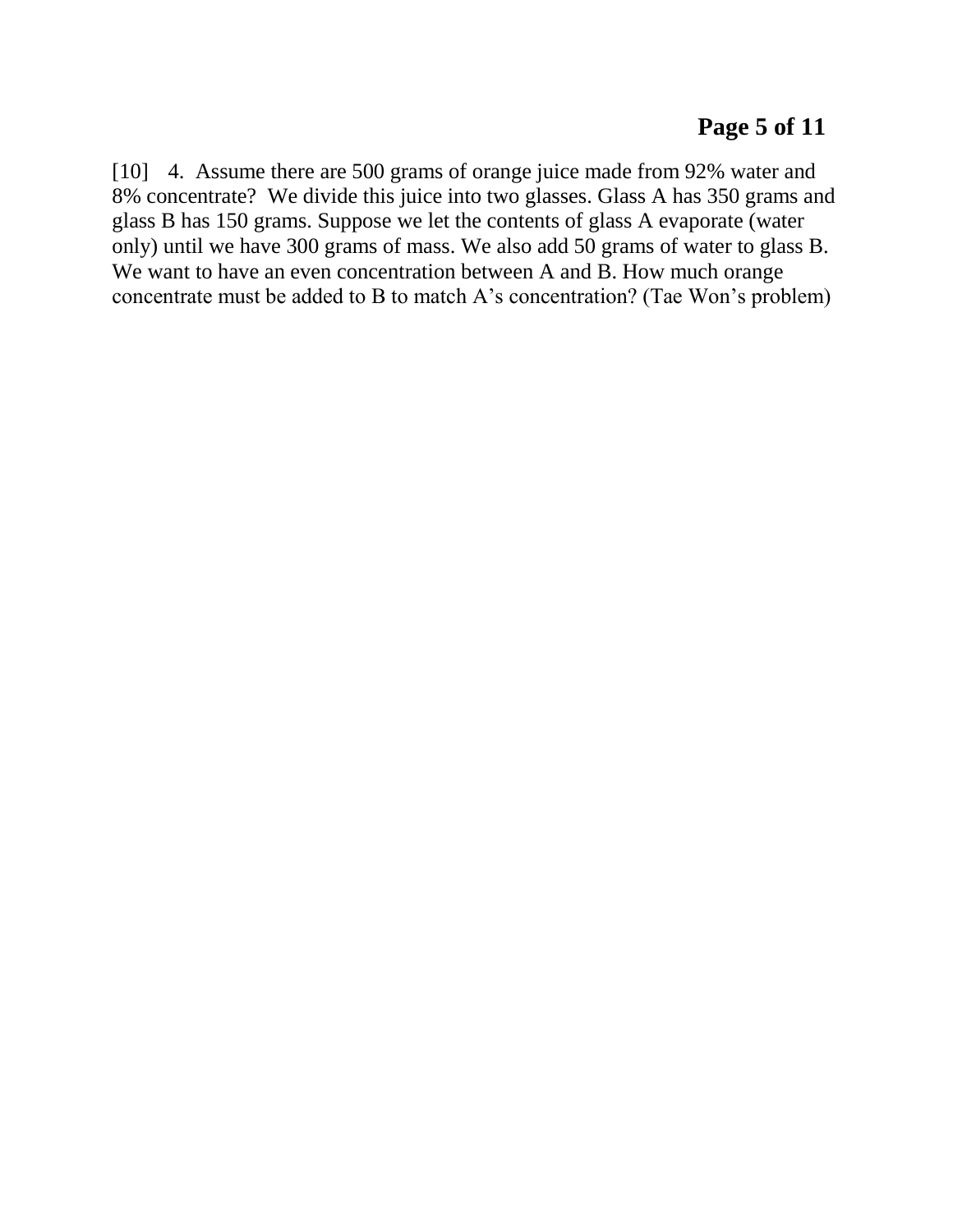[10] 4. Assume there are 500 grams of orange juice made from 92% water and 8% concentrate? We divide this juice into two glasses. Glass A has 350 grams and glass B has 150 grams. Suppose we let the contents of glass A evaporate (water only) until we have 300 grams of mass. We also add 50 grams of water to glass B. We want to have an even concentration between A and B. How much orange concentrate must be added to B to match A's concentration? (Tae Won's problem)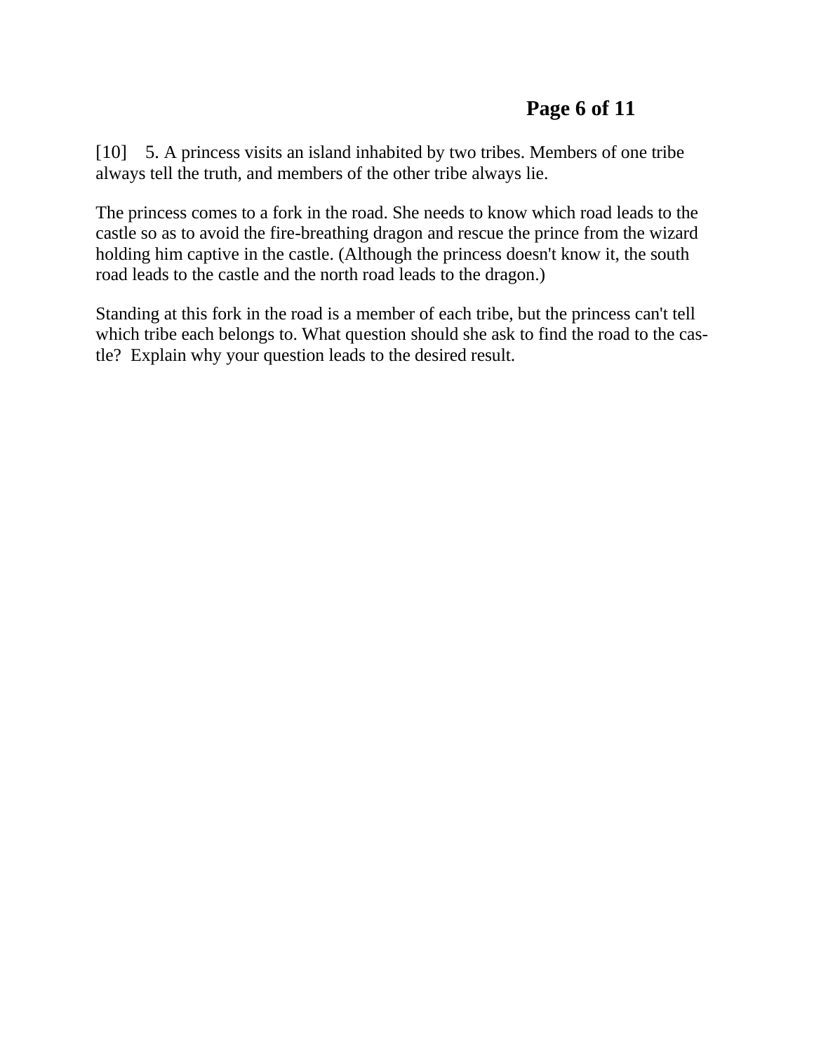[10] 5. A princess visits an island inhabited by two tribes. Members of one tribe always tell the truth, and members of the other tribe always lie.

The princess comes to a fork in the road. She needs to know which road leads to the castle so as to avoid the fire-breathing dragon and rescue the prince from the wizard holding him captive in the castle. (Although the princess doesn't know it, the south road leads to the castle and the north road leads to the dragon.)

Standing at this fork in the road is a member of each tribe, but the princess can't tell which tribe each belongs to. What question should she ask to find the road to the castle? Explain why your question leads to the desired result.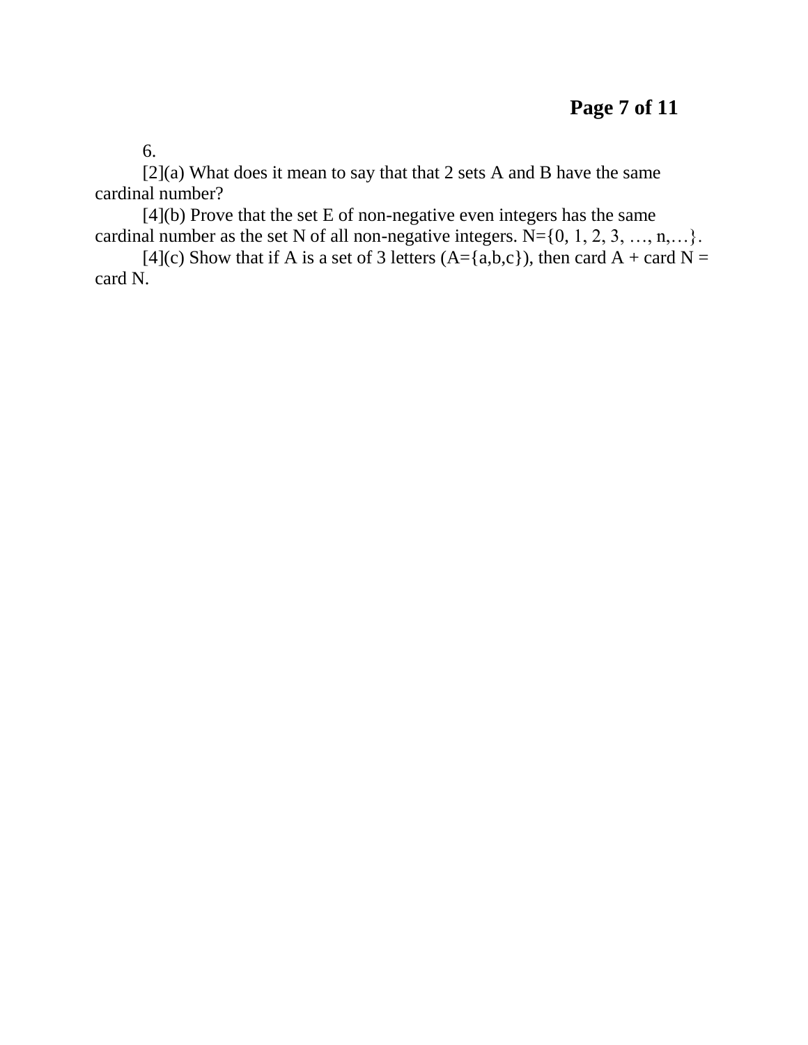6.

[2](a) What does it mean to say that that 2 sets A and B have the same cardinal number?

[4](b) Prove that the set E of non-negative even integers has the same cardinal number as the set N of all non-negative integers. N={0, 1, 2, 3, …, n,…}.

[4](c) Show that if A is a set of 3 letters (A={a,b,c}), then card A + card N = card N.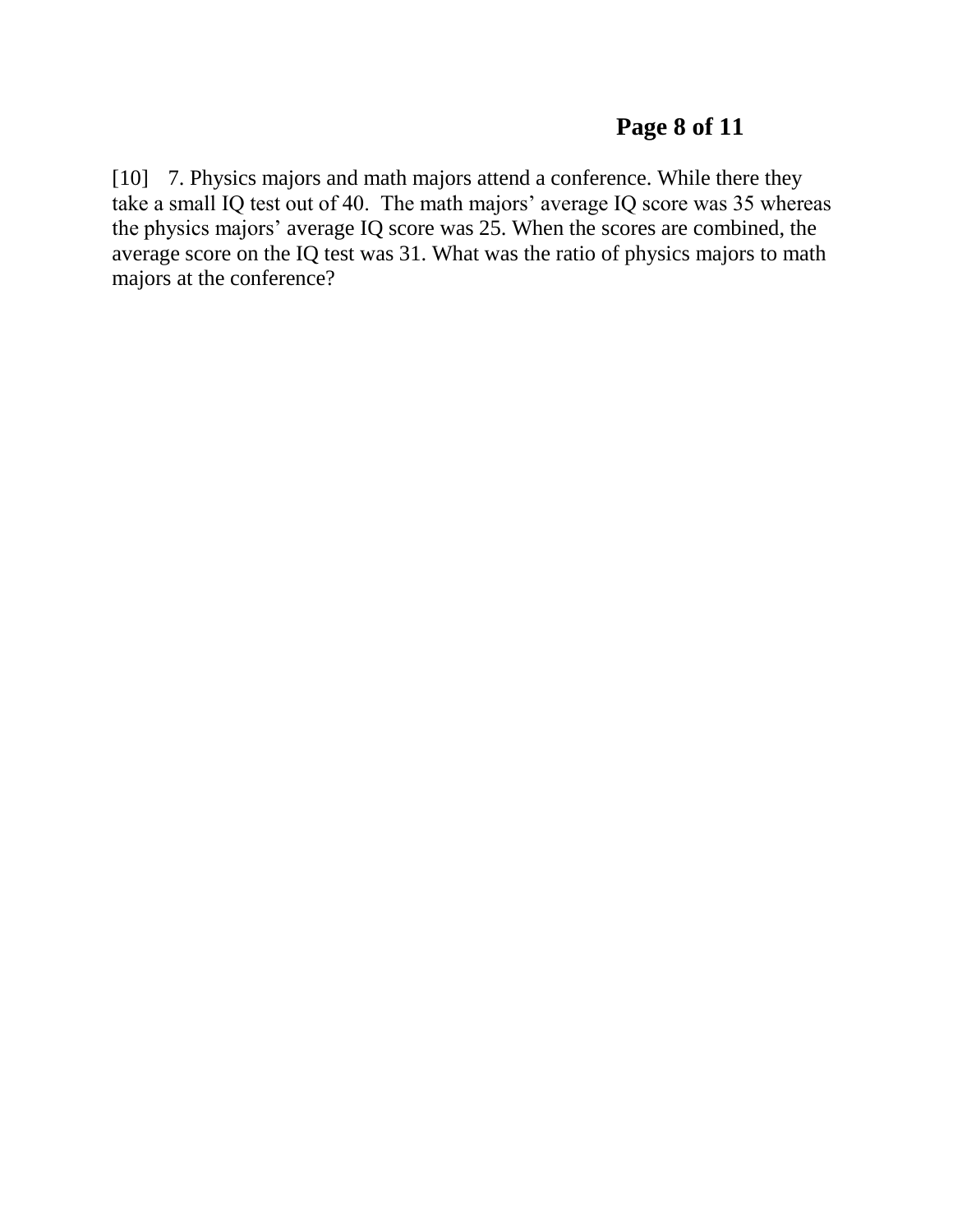[10] 7. Physics majors and math majors attend a conference. While there they take a small IQ test out of 40. The math majors' average IQ score was 35 whereas the physics majors' average IQ score was 25. When the scores are combined, the average score on the IQ test was 31. What was the ratio of physics majors to math majors at the conference?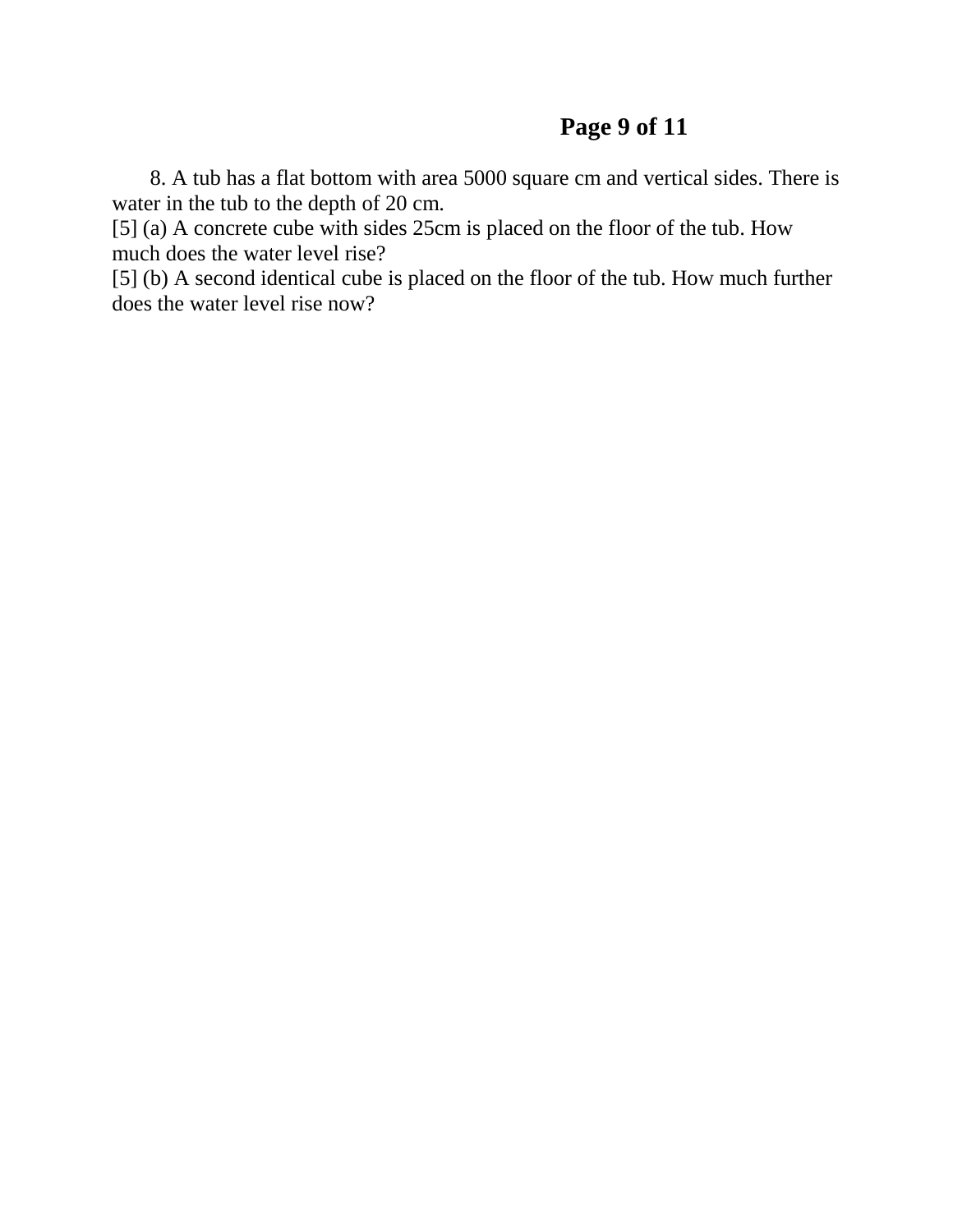8. A tub has a flat bottom with area 5000 square cm and vertical sides. There is water in the tub to the depth of 20 cm.

[5] (a) A concrete cube with sides 25cm is placed on the floor of the tub. How much does the water level rise?

[5] (b) A second identical cube is placed on the floor of the tub. How much further does the water level rise now?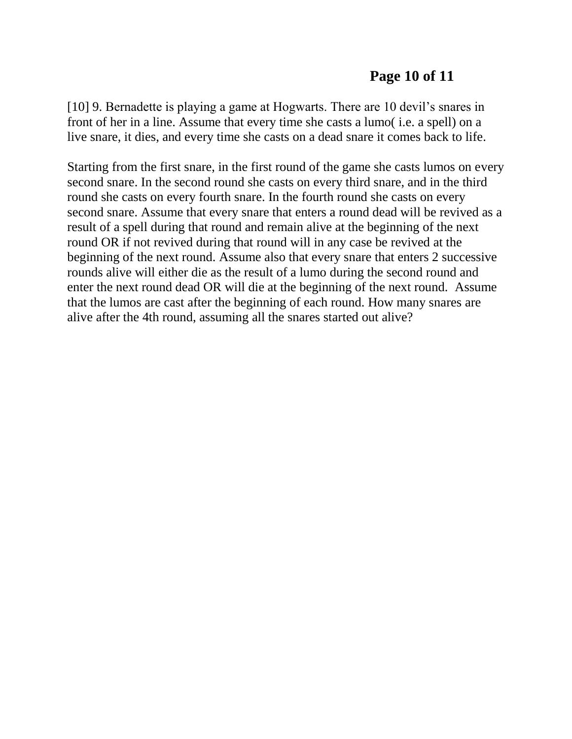[10] 9. Bernadette is playing a game at Hogwarts. There are 10 devil's snares in front of her in a line. Assume that every time she casts a lumo( i.e. a spell) on a live snare, it dies, and every time she casts on a dead snare it comes back to life.

Starting from the first snare, in the first round of the game she casts lumos on every second snare. In the second round she casts on every third snare, and in the third round she casts on every fourth snare. In the fourth round she casts on every second snare. Assume that every snare that enters a round dead will be revived as a result of a spell during that round and remain alive at the beginning of the next round OR if not revived during that round will in any case be revived at the beginning of the next round. Assume also that every snare that enters 2 successive rounds alive will either die as the result of a lumo during the second round and enter the next round dead OR will die at the beginning of the next round. Assume that the lumos are cast after the beginning of each round. How many snares are alive after the 4th round, assuming all the snares started out alive?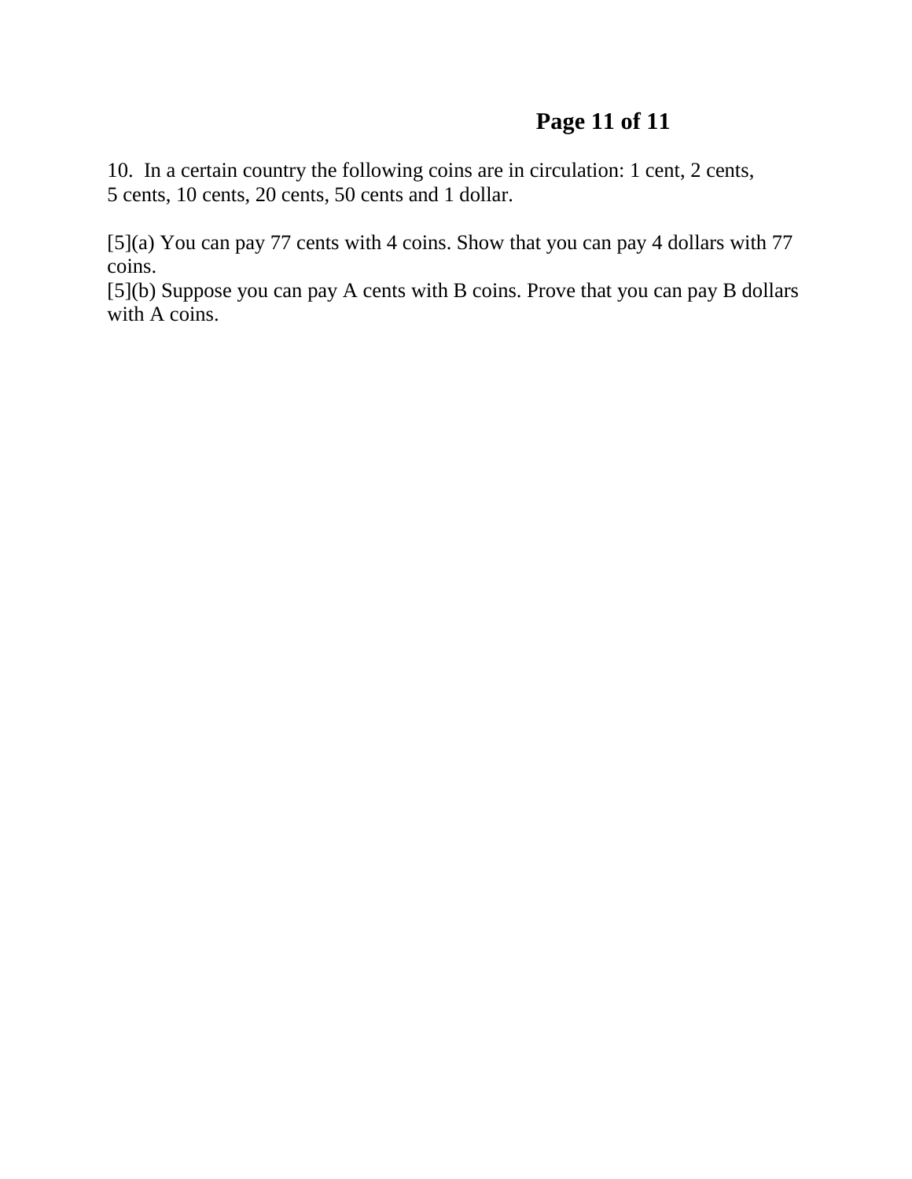10. In a certain country the following coins are in circulation: 1 cent, 2 cents, 5 cents, 10 cents, 20 cents, 50 cents and 1 dollar.

[5](a) You can pay 77 cents with 4 coins. Show that you can pay 4 dollars with 77 coins.

[5](b) Suppose you can pay A cents with B coins. Prove that you can pay B dollars with A coins.